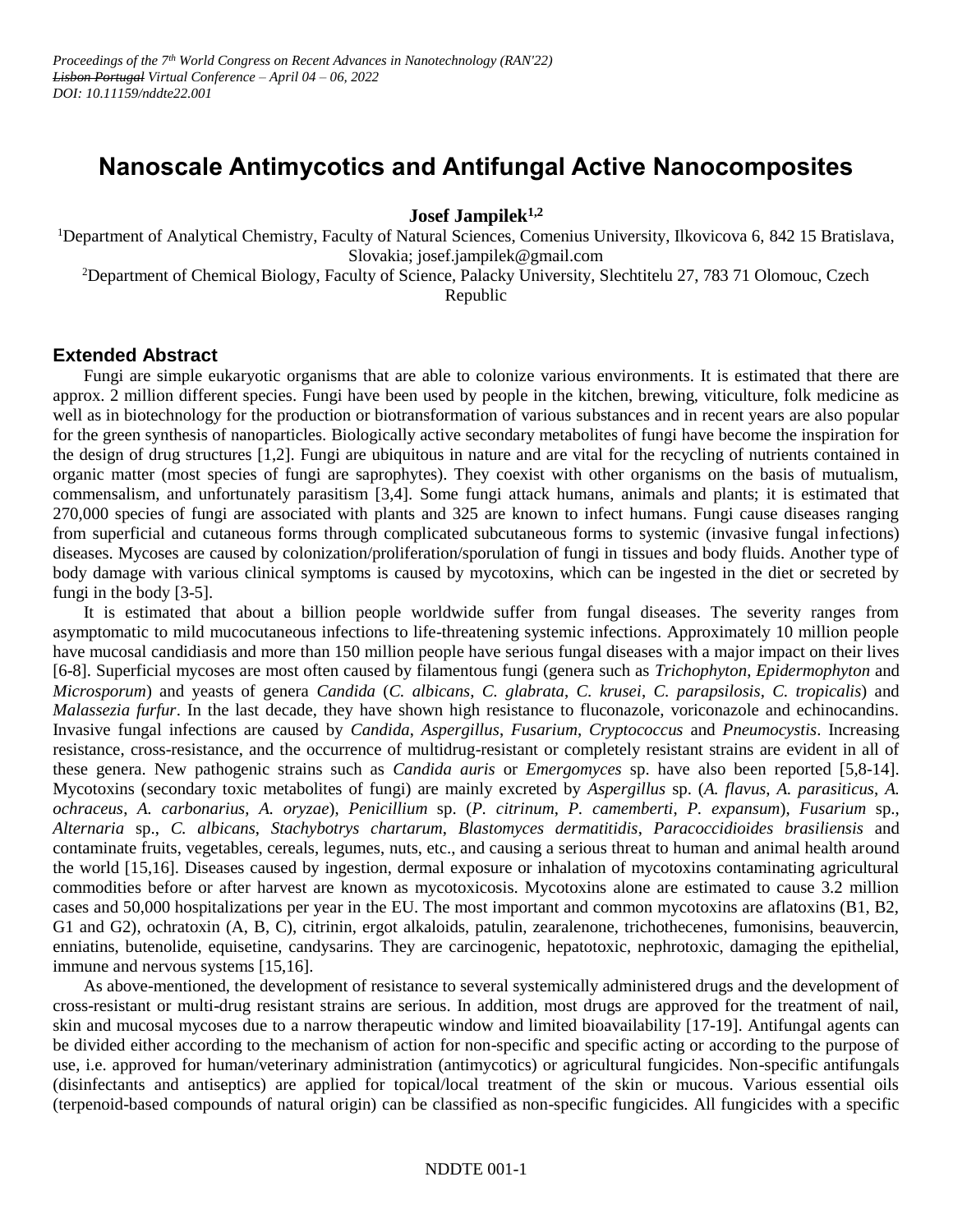*Proceedings of the 7[th] World Congress on Recent Advances in Nanotechnology (RAN'22)*
*~~Lisbon Portugal~~ Virtual Conference – April 04 – 06, 2022*
*DOI: 10.11159/nddte22.001*

# Nanoscale Antimycotics and Antifungal Active Nanocomposites

**Josef Jampilek[1,2]**

[1]Department of Analytical Chemistry, Faculty of Natural Sciences, Comenius University, Ilkovicova 6, 842 15 Bratislava, Slovakia; josef.jampilek@gmail.com

[2]Department of Chemical Biology, Faculty of Science, Palacky University, Slechtitelu 27, 783 71 Olomouc, Czech Republic

## Extended Abstract

Fungi are simple eukaryotic organisms that are able to colonize various environments. It is estimated that there are approx. 2 million different species. Fungi have been used by people in the kitchen, brewing, viticulture, folk medicine as well as in biotechnology for the production or biotransformation of various substances and in recent years are also popular for the green synthesis of nanoparticles. Biologically active secondary metabolites of fungi have become the inspiration for the design of drug structures [1,2]. Fungi are ubiquitous in nature and are vital for the recycling of nutrients contained in organic matter (most species of fungi are saprophytes). They coexist with other organisms on the basis of mutualism, commensalism, and unfortunately parasitism [3,4]. Some fungi attack humans, animals and plants; it is estimated that 270,000 species of fungi are associated with plants and 325 are known to infect humans. Fungi cause diseases ranging from superficial and cutaneous forms through complicated subcutaneous forms to systemic (invasive fungal infections) diseases. Mycoses are caused by colonization/proliferation/sporulation of fungi in tissues and body fluids. Another type of body damage with various clinical symptoms is caused by mycotoxins, which can be ingested in the diet or secreted by fungi in the body [3-5].

It is estimated that about a billion people worldwide suffer from fungal diseases. The severity ranges from asymptomatic to mild mucocutaneous infections to life-threatening systemic infections. Approximately 10 million people have mucosal candidiasis and more than 150 million people have serious fungal diseases with a major impact on their lives [6-8]. Superficial mycoses are most often caused by filamentous fungi (genera such as *Trichophyton*, *Epidermophyton* and *Microsporum*) and yeasts of genera *Candida* (*C. albicans*, *C. glabrata*, *C. krusei*, *C. parapsilosis*, *C. tropicalis*) and *Malassezia furfur*. In the last decade, they have shown high resistance to fluconazole, voriconazole and echinocandins. Invasive fungal infections are caused by *Candida*, *Aspergillus*, *Fusarium*, *Cryptococcus* and *Pneumocystis*. Increasing resistance, cross-resistance, and the occurrence of multidrug-resistant or completely resistant strains are evident in all of these genera. New pathogenic strains such as *Candida auris* or *Emergomyces* sp. have also been reported [5,8-14]. Mycotoxins (secondary toxic metabolites of fungi) are mainly excreted by *Aspergillus* sp. (*A. flavus*, *A. parasiticus*, *A. ochraceus*, *A. carbonarius*, *A. oryzae*), *Penicillium* sp. (*P. citrinum*, *P. camemberti*, *P. expansum*), *Fusarium* sp., *Alternaria* sp., *C. albicans*, *Stachybotrys chartarum*, *Blastomyces dermatitidis*, *Paracoccidioides brasiliensis* and contaminate fruits, vegetables, cereals, legumes, nuts, etc., and causing a serious threat to human and animal health around the world [15,16]. Diseases caused by ingestion, dermal exposure or inhalation of mycotoxins contaminating agricultural commodities before or after harvest are known as mycotoxicosis. Mycotoxins alone are estimated to cause 3.2 million cases and 50,000 hospitalizations per year in the EU. The most important and common mycotoxins are aflatoxins (B1, B2, G1 and G2), ochratoxin (A, B, C), citrinin, ergot alkaloids, patulin, zearalenone, trichothecenes, fumonisins, beauvercin, enniatins, butenolide, equisetine, candysarins. They are carcinogenic, hepatotoxic, nephrotoxic, damaging the epithelial, immune and nervous systems [15,16].

As above-mentioned, the development of resistance to several systemically administered drugs and the development of cross-resistant or multi-drug resistant strains are serious. In addition, most drugs are approved for the treatment of nail, skin and mucosal mycoses due to a narrow therapeutic window and limited bioavailability [17-19]. Antifungal agents can be divided either according to the mechanism of action for non-specific and specific acting or according to the purpose of use, i.e. approved for human/veterinary administration (antimycotics) or agricultural fungicides. Non-specific antifungals (disinfectants and antiseptics) are applied for topical/local treatment of the skin or mucous. Various essential oils (terpenoid-based compounds of natural origin) can be classified as non-specific fungicides. All fungicides with a specific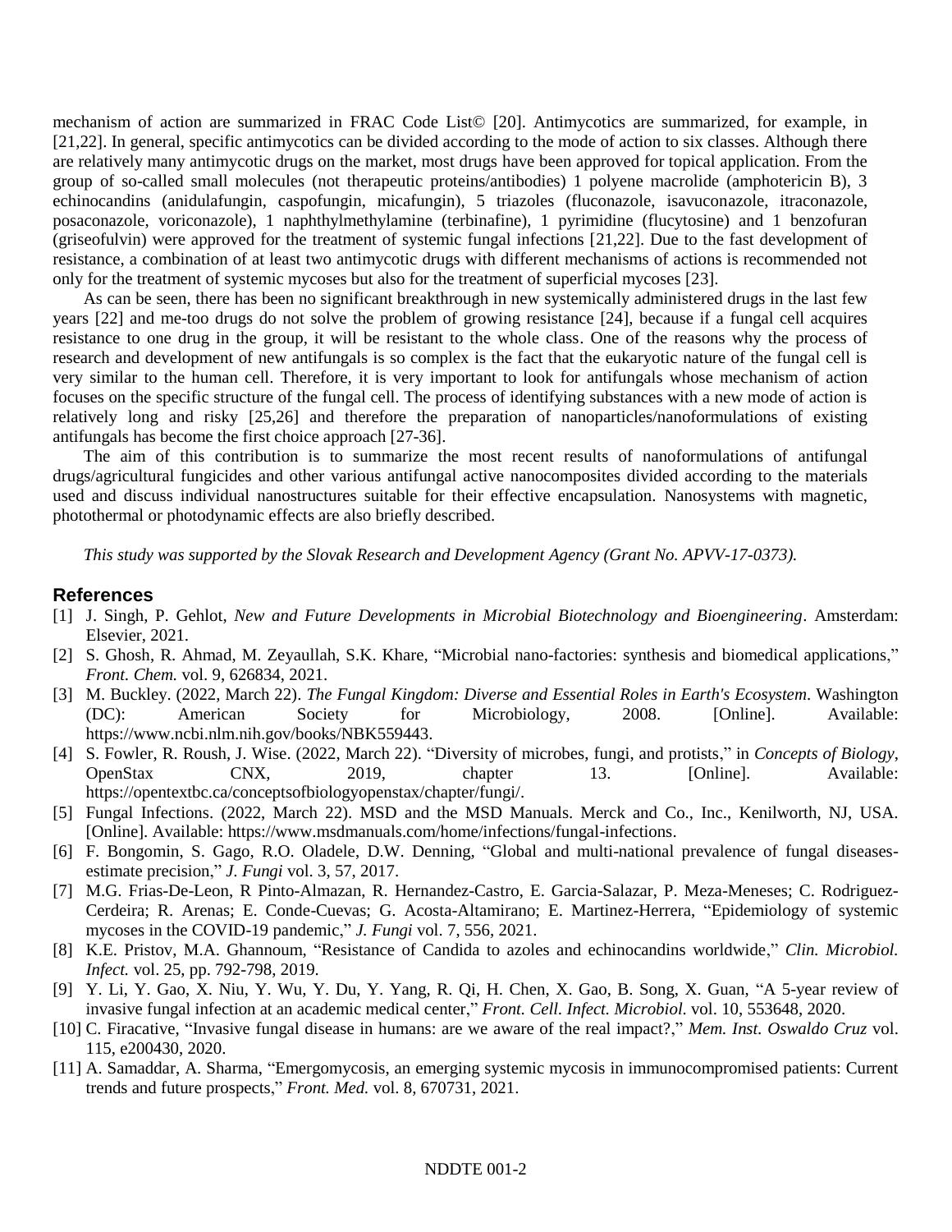mechanism of action are summarized in FRAC Code List© [20]. Antimycotics are summarized, for example, in [21,22]. In general, specific antimycotics can be divided according to the mode of action to six classes. Although there are relatively many antimycotic drugs on the market, most drugs have been approved for topical application. From the group of so-called small molecules (not therapeutic proteins/antibodies) 1 polyene macrolide (amphotericin B), 3 echinocandins (anidulafungin, caspofungin, micafungin), 5 triazoles (fluconazole, isavuconazole, itraconazole, posaconazole, voriconazole), 1 naphthylmethylamine (terbinafine), 1 pyrimidine (flucytosine) and 1 benzofuran (griseofulvin) were approved for the treatment of systemic fungal infections [21,22]. Due to the fast development of resistance, a combination of at least two antimycotic drugs with different mechanisms of actions is recommended not only for the treatment of systemic mycoses but also for the treatment of superficial mycoses [23].

As can be seen, there has been no significant breakthrough in new systemically administered drugs in the last few years [22] and me-too drugs do not solve the problem of growing resistance [24], because if a fungal cell acquires resistance to one drug in the group, it will be resistant to the whole class. One of the reasons why the process of research and development of new antifungals is so complex is the fact that the eukaryotic nature of the fungal cell is very similar to the human cell. Therefore, it is very important to look for antifungals whose mechanism of action focuses on the specific structure of the fungal cell. The process of identifying substances with a new mode of action is relatively long and risky [25,26] and therefore the preparation of nanoparticles/nanoformulations of existing antifungals has become the first choice approach [27-36].

The aim of this contribution is to summarize the most recent results of nanoformulations of antifungal drugs/agricultural fungicides and other various antifungal active nanocomposites divided according to the materials used and discuss individual nanostructures suitable for their effective encapsulation. Nanosystems with magnetic, photothermal or photodynamic effects are also briefly described.

*This study was supported by the Slovak Research and Development Agency (Grant No. APVV-17-0373).*

## References

[1] J. Singh, P. Gehlot, *New and Future Developments in Microbial Biotechnology and Bioengineering*. Amsterdam: Elsevier, 2021.

[2] S. Ghosh, R. Ahmad, M. Zeyaullah, S.K. Khare, "Microbial nano-factories: synthesis and biomedical applications," *Front. Chem.* vol. 9, 626834, 2021.

[3] M. Buckley. (2022, March 22). *The Fungal Kingdom: Diverse and Essential Roles in Earth's Ecosystem*. Washington (DC): American Society for Microbiology, 2008. [Online]. Available: https://www.ncbi.nlm.nih.gov/books/NBK559443.

[4] S. Fowler, R. Roush, J. Wise. (2022, March 22). "Diversity of microbes, fungi, and protists," in *Concepts of Biology*, OpenStax CNX, 2019, chapter 13. [Online]. Available: https://opentextbc.ca/conceptsofbiologyopenstax/chapter/fungi/.

[5] Fungal Infections. (2022, March 22). MSD and the MSD Manuals. Merck and Co., Inc., Kenilworth, NJ, USA. [Online]. Available: https://www.msdmanuals.com/home/infections/fungal-infections.

[6] F. Bongomin, S. Gago, R.O. Oladele, D.W. Denning, "Global and multi-national prevalence of fungal diseases-estimate precision," *J. Fungi* vol. 3, 57, 2017.

[7] M.G. Frias-De-Leon, R Pinto-Almazan, R. Hernandez-Castro, E. Garcia-Salazar, P. Meza-Meneses; C. Rodriguez-Cerdeira; R. Arenas; E. Conde-Cuevas; G. Acosta-Altamirano; E. Martinez-Herrera, "Epidemiology of systemic mycoses in the COVID-19 pandemic," *J. Fungi* vol. 7, 556, 2021.

[8] K.E. Pristov, M.A. Ghannoum, "Resistance of Candida to azoles and echinocandins worldwide," *Clin. Microbiol. Infect.* vol. 25, pp. 792-798, 2019.

[9] Y. Li, Y. Gao, X. Niu, Y. Wu, Y. Du, Y. Yang, R. Qi, H. Chen, X. Gao, B. Song, X. Guan, "A 5-year review of invasive fungal infection at an academic medical center," *Front. Cell. Infect. Microbiol.* vol. 10, 553648, 2020.

[10] C. Firacative, "Invasive fungal disease in humans: are we aware of the real impact?," *Mem. Inst. Oswaldo Cruz* vol. 115, e200430, 2020.

[11] A. Samaddar, A. Sharma, "Emergomycosis, an emerging systemic mycosis in immunocompromised patients: Current trends and future prospects," *Front. Med.* vol. 8, 670731, 2021.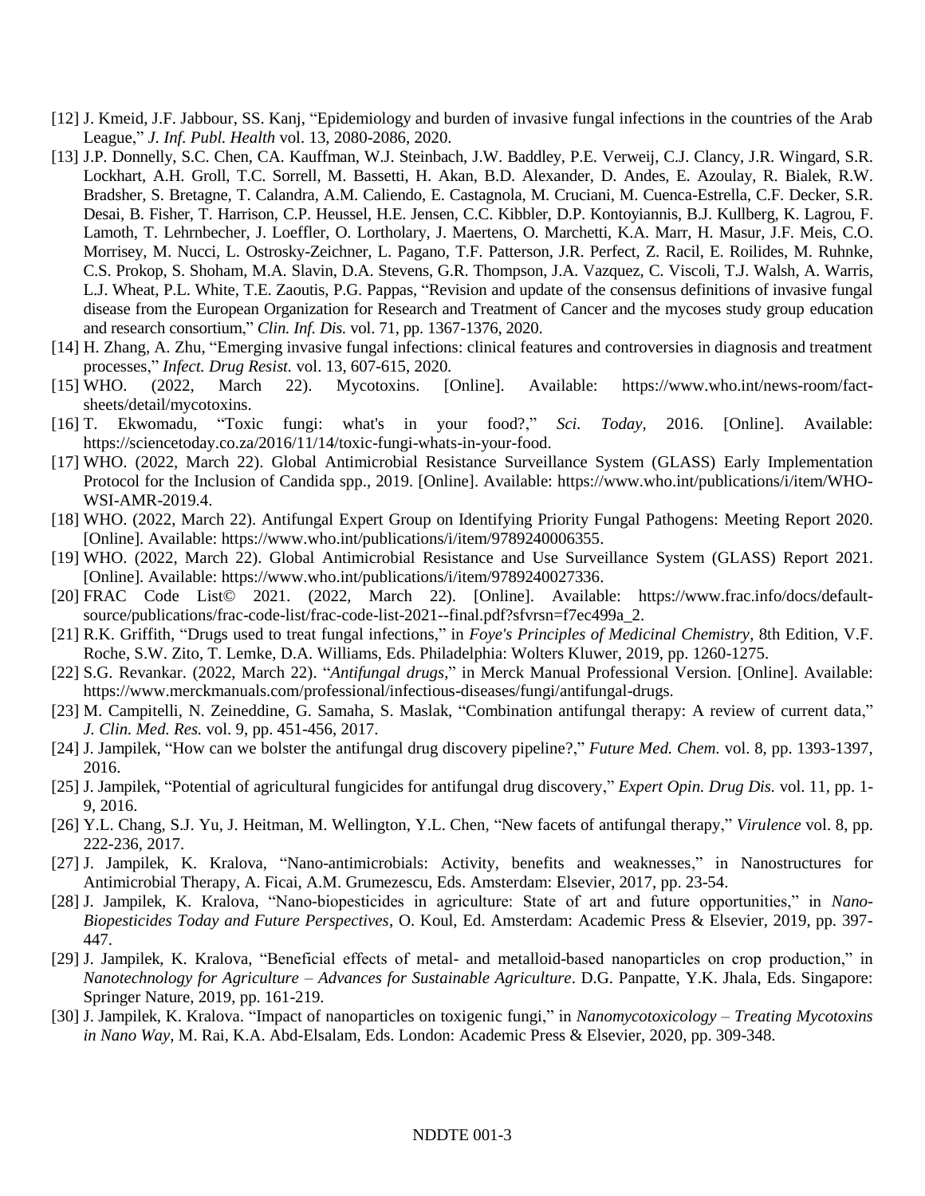[12] J. Kmeid, J.F. Jabbour, SS. Kanj, "Epidemiology and burden of invasive fungal infections in the countries of the Arab League," *J. Inf. Publ. Health* vol. 13, 2080-2086, 2020.

[13] J.P. Donnelly, S.C. Chen, CA. Kauffman, W.J. Steinbach, J.W. Baddley, P.E. Verweij, C.J. Clancy, J.R. Wingard, S.R. Lockhart, A.H. Groll, T.C. Sorrell, M. Bassetti, H. Akan, B.D. Alexander, D. Andes, E. Azoulay, R. Bialek, R.W. Bradsher, S. Bretagne, T. Calandra, A.M. Caliendo, E. Castagnola, M. Cruciani, M. Cuenca-Estrella, C.F. Decker, S.R. Desai, B. Fisher, T. Harrison, C.P. Heussel, H.E. Jensen, C.C. Kibbler, D.P. Kontoyiannis, B.J. Kullberg, K. Lagrou, F. Lamoth, T. Lehrnbecher, J. Loeffler, O. Lortholary, J. Maertens, O. Marchetti, K.A. Marr, H. Masur, J.F. Meis, C.O. Morrisey, M. Nucci, L. Ostrosky-Zeichner, L. Pagano, T.F. Patterson, J.R. Perfect, Z. Racil, E. Roilides, M. Ruhnke, C.S. Prokop, S. Shoham, M.A. Slavin, D.A. Stevens, G.R. Thompson, J.A. Vazquez, C. Viscoli, T.J. Walsh, A. Warris, L.J. Wheat, P.L. White, T.E. Zaoutis, P.G. Pappas, "Revision and update of the consensus definitions of invasive fungal disease from the European Organization for Research and Treatment of Cancer and the mycoses study group education and research consortium," *Clin. Inf. Dis.* vol. 71, pp. 1367-1376, 2020.

[14] H. Zhang, A. Zhu, "Emerging invasive fungal infections: clinical features and controversies in diagnosis and treatment processes," *Infect. Drug Resist.* vol. 13, 607-615, 2020.

[15] WHO. (2022, March 22). Mycotoxins. [Online]. Available: https://www.who.int/news-room/fact-sheets/detail/mycotoxins.

[16] T. Ekwomadu, "Toxic fungi: what's in your food?," *Sci. Today*, 2016. [Online]. Available: https://sciencetoday.co.za/2016/11/14/toxic-fungi-whats-in-your-food.

[17] WHO. (2022, March 22). Global Antimicrobial Resistance Surveillance System (GLASS) Early Implementation Protocol for the Inclusion of Candida spp., 2019. [Online]. Available: https://www.who.int/publications/i/item/WHO-WSI-AMR-2019.4.

[18] WHO. (2022, March 22). Antifungal Expert Group on Identifying Priority Fungal Pathogens: Meeting Report 2020. [Online]. Available: https://www.who.int/publications/i/item/9789240006355.

[19] WHO. (2022, March 22). Global Antimicrobial Resistance and Use Surveillance System (GLASS) Report 2021. [Online]. Available: https://www.who.int/publications/i/item/9789240027336.

[20] FRAC Code List© 2021. (2022, March 22). [Online]. Available: https://www.frac.info/docs/default-source/publications/frac-code-list/frac-code-list-2021--final.pdf?sfvrsn=f7ec499a_2.

[21] R.K. Griffith, "Drugs used to treat fungal infections," in *Foye's Principles of Medicinal Chemistry*, 8th Edition, V.F. Roche, S.W. Zito, T. Lemke, D.A. Williams, Eds. Philadelphia: Wolters Kluwer, 2019, pp. 1260-1275.

[22] S.G. Revankar. (2022, March 22). "*Antifungal drugs*," in Merck Manual Professional Version. [Online]. Available: https://www.merckmanuals.com/professional/infectious-diseases/fungi/antifungal-drugs.

[23] M. Campitelli, N. Zeineddine, G. Samaha, S. Maslak, "Combination antifungal therapy: A review of current data," *J. Clin. Med. Res.* vol. 9, pp. 451-456, 2017.

[24] J. Jampilek, "How can we bolster the antifungal drug discovery pipeline?," *Future Med. Chem.* vol. 8, pp. 1393-1397, 2016.

[25] J. Jampilek, "Potential of agricultural fungicides for antifungal drug discovery," *Expert Opin. Drug Dis.* vol. 11, pp. 1-9, 2016.

[26] Y.L. Chang, S.J. Yu, J. Heitman, M. Wellington, Y.L. Chen, "New facets of antifungal therapy," *Virulence* vol. 8, pp. 222-236, 2017.

[27] J. Jampilek, K. Kralova, "Nano-antimicrobials: Activity, benefits and weaknesses," in Nanostructures for Antimicrobial Therapy, A. Ficai, A.M. Grumezescu, Eds. Amsterdam: Elsevier, 2017, pp. 23-54.

[28] J. Jampilek, K. Kralova, "Nano-biopesticides in agriculture: State of art and future opportunities," in *Nano-Biopesticides Today and Future Perspectives*, O. Koul, Ed. Amsterdam: Academic Press & Elsevier, 2019, pp. 397-447.

[29] J. Jampilek, K. Kralova, "Beneficial effects of metal- and metalloid-based nanoparticles on crop production," in *Nanotechnology for Agriculture – Advances for Sustainable Agriculture*. D.G. Panpatte, Y.K. Jhala, Eds. Singapore: Springer Nature, 2019, pp. 161-219.

[30] J. Jampilek, K. Kralova. "Impact of nanoparticles on toxigenic fungi," in *Nanomycotoxicology – Treating Mycotoxins in Nano Way*, M. Rai, K.A. Abd-Elsalam, Eds. London: Academic Press & Elsevier, 2020, pp. 309-348.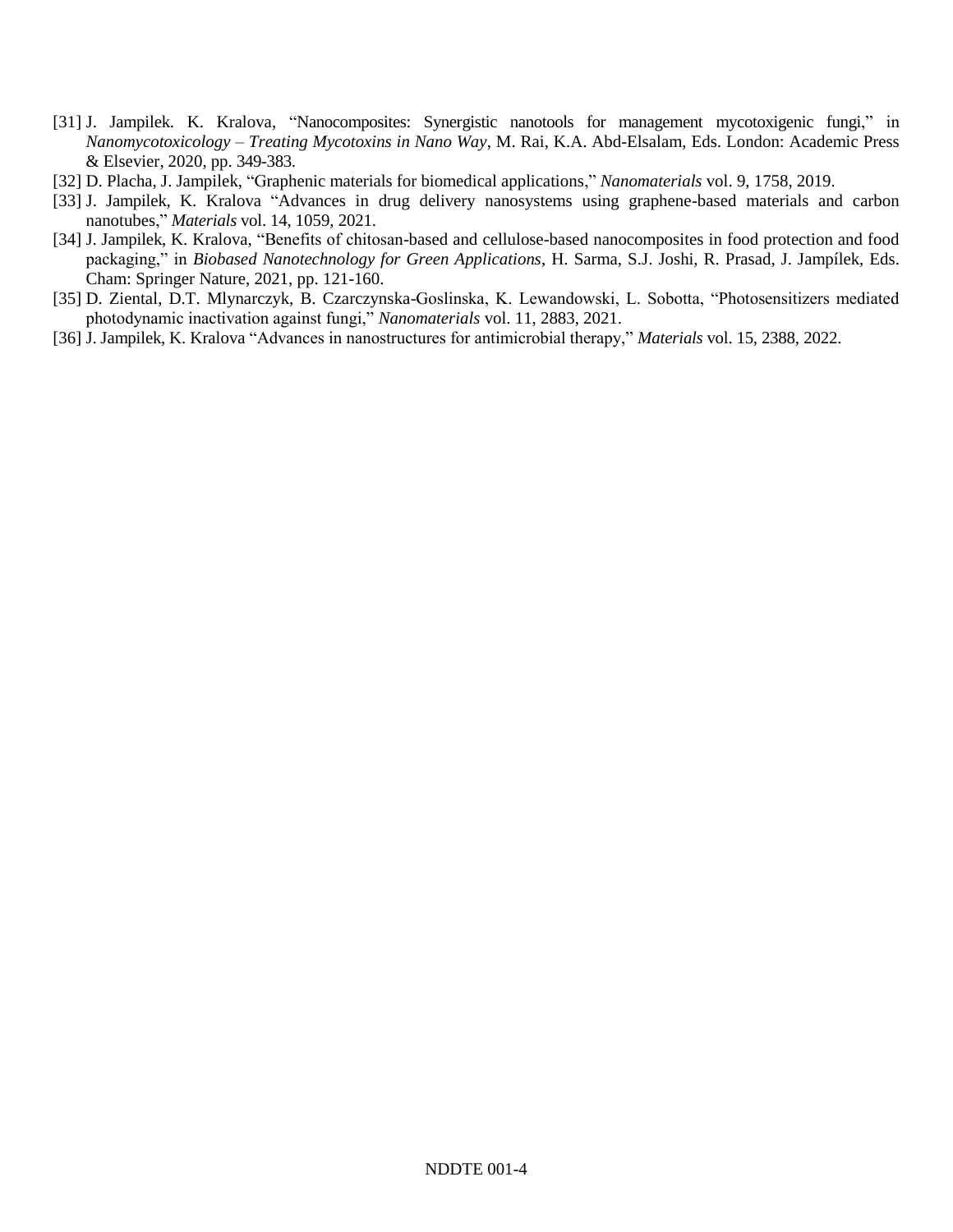[31] J. Jampilek. K. Kralova, "Nanocomposites: Synergistic nanotools for management mycotoxigenic fungi," in *Nanomycotoxicology – Treating Mycotoxins in Nano Way*, M. Rai, K.A. Abd-Elsalam, Eds. London: Academic Press & Elsevier, 2020, pp. 349-383.

[32] D. Placha, J. Jampilek, "Graphenic materials for biomedical applications," *Nanomaterials* vol. 9, 1758, 2019.

[33] J. Jampilek, K. Kralova "Advances in drug delivery nanosystems using graphene-based materials and carbon nanotubes," *Materials* vol. 14, 1059, 2021.

[34] J. Jampilek, K. Kralova, "Benefits of chitosan-based and cellulose-based nanocomposites in food protection and food packaging," in *Biobased Nanotechnology for Green Applications*, H. Sarma, S.J. Joshi, R. Prasad, J. Jampílek, Eds. Cham: Springer Nature, 2021, pp. 121-160.

[35] D. Ziental, D.T. Mlynarczyk, B. Czarczynska-Goslinska, K. Lewandowski, L. Sobotta, "Photosensitizers mediated photodynamic inactivation against fungi," *Nanomaterials* vol. 11, 2883, 2021.

[36] J. Jampilek, K. Kralova "Advances in nanostructures for antimicrobial therapy," *Materials* vol. 15, 2388, 2022.